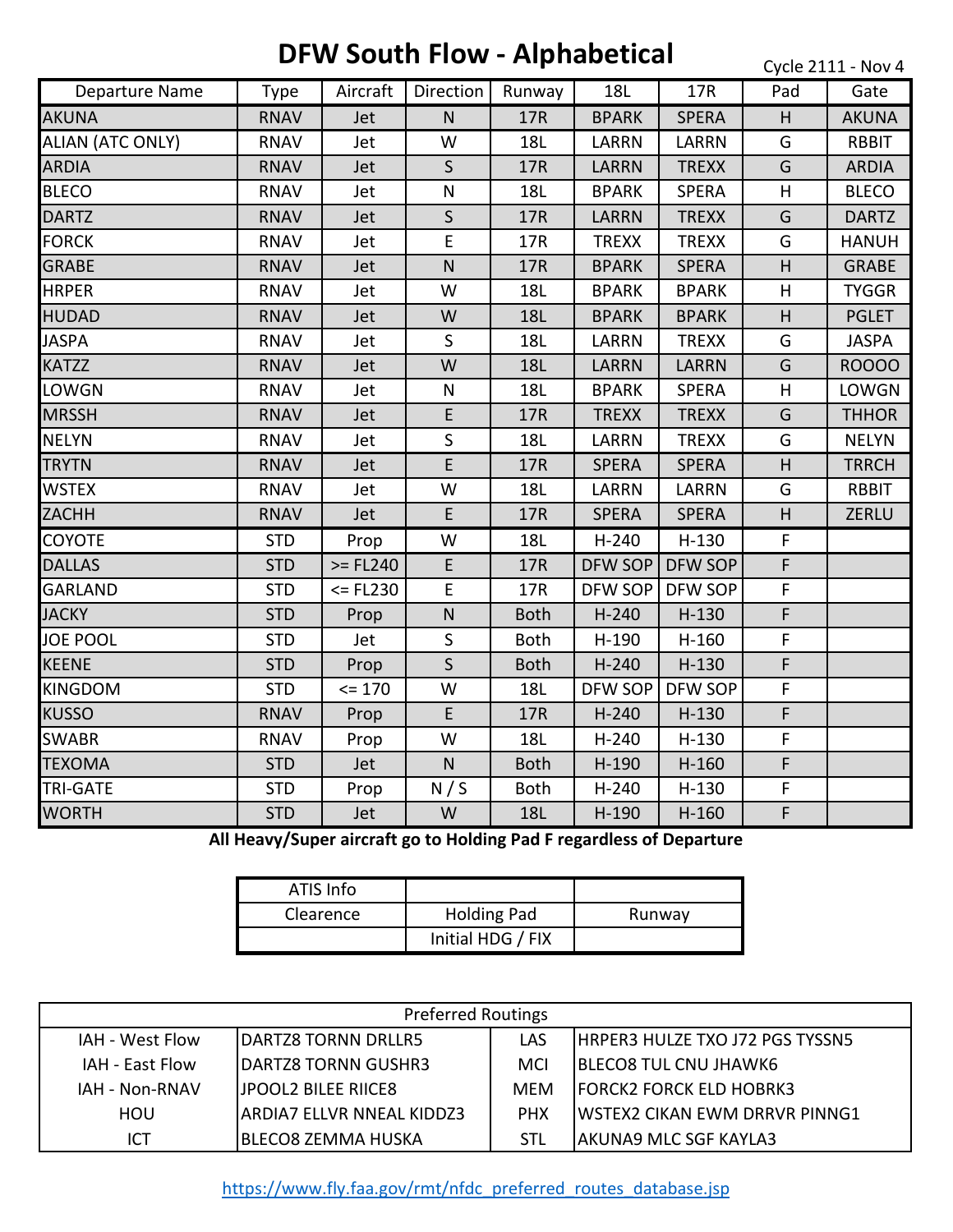# DFW South Flow - Alphabetical

Cycle 2111 - Nov 4

| Departure Name | Type | Aircraft | Direction | Runway | 18L | 17R | Pad | Gate |
|---|---|---|---|---|---|---|---|---|
| AKUNA | RNAV | Jet | N | 17R | BPARK | SPERA | H | AKUNA |
| ALIAN (ATC ONLY) | RNAV | Jet | W | 18L | LARRN | LARRN | G | RBBIT |
| ARDIA | RNAV | Jet | S | 17R | LARRN | TREXX | G | ARDIA |
| BLECO | RNAV | Jet | N | 18L | BPARK | SPERA | H | BLECO |
| DARTZ | RNAV | Jet | S | 17R | LARRN | TREXX | G | DARTZ |
| FORCK | RNAV | Jet | E | 17R | TREXX | TREXX | G | HANUH |
| GRABE | RNAV | Jet | N | 17R | BPARK | SPERA | H | GRABE |
| HRPER | RNAV | Jet | W | 18L | BPARK | BPARK | H | TYGGR |
| HUDAD | RNAV | Jet | W | 18L | BPARK | BPARK | H | PGLET |
| JASPA | RNAV | Jet | S | 18L | LARRN | TREXX | G | JASPA |
| KATZZ | RNAV | Jet | W | 18L | LARRN | LARRN | G | ROOOO |
| LOWGN | RNAV | Jet | N | 18L | BPARK | SPERA | H | LOWGN |
| MRSSH | RNAV | Jet | E | 17R | TREXX | TREXX | G | THHOR |
| NELYN | RNAV | Jet | S | 18L | LARRN | TREXX | G | NELYN |
| TRYTN | RNAV | Jet | E | 17R | SPERA | SPERA | H | TRRCH |
| WSTEX | RNAV | Jet | W | 18L | LARRN | LARRN | G | RBBIT |
| ZACHH | RNAV | Jet | E | 17R | SPERA | SPERA | H | ZERLU |
| COYOTE | STD | Prop | W | 18L | H-240 | H-130 | F | |
| DALLAS | STD | >= FL240 | E | 17R | DFW SOP | DFW SOP | F | |
| GARLAND | STD | <= FL230 | E | 17R | DFW SOP | DFW SOP | F | |
| JACKY | STD | Prop | N | Both | H-240 | H-130 | F | |
| JOE POOL | STD | Jet | S | Both | H-190 | H-160 | F | |
| KEENE | STD | Prop | S | Both | H-240 | H-130 | F | |
| KINGDOM | STD | <= 170 | W | 18L | DFW SOP | DFW SOP | F | |
| KUSSO | RNAV | Prop | E | 17R | H-240 | H-130 | F | |
| SWABR | RNAV | Prop | W | 18L | H-240 | H-130 | F | |
| TEXOMA | STD | Jet | N | Both | H-190 | H-160 | F | |
| TRI-GATE | STD | Prop | N / S | Both | H-240 | H-130 | F | |
| WORTH | STD | Jet | W | 18L | H-190 | H-160 | F | |

**All Heavy/Super aircraft go to Holding Pad F regardless of Departure**

| ATIS Info | | |
|---|---|---|
| Clearence | Holding Pad | Runway |
| | Initial HDG / FIX | |

| Preferred Routings | | | |
|---|---|---|---|
| IAH - West Flow | DARTZ8 TORNN DRLLR5 | LAS | HRPER3 HULZE TXO J72 PGS TYSSN5 |
| IAH - East Flow | DARTZ8 TORNN GUSHR3 | MCI | BLECO8 TUL CNU JHAWK6 |
| IAH - Non-RNAV | JPOOL2 BILEE RIICE8 | MEM | FORCK2 FORCK ELD HOBRK3 |
| HOU | ARDIA7 ELLVR NNEAL KIDDZ3 | PHX | WSTEX2 CIKAN EWM DRRVR PINNG1 |
| ICT | BLECO8 ZEMMA HUSKA | STL | AKUNA9 MLC SGF KAYLA3 |

https://www.fly.faa.gov/rmt/nfdc_preferred_routes_database.jsp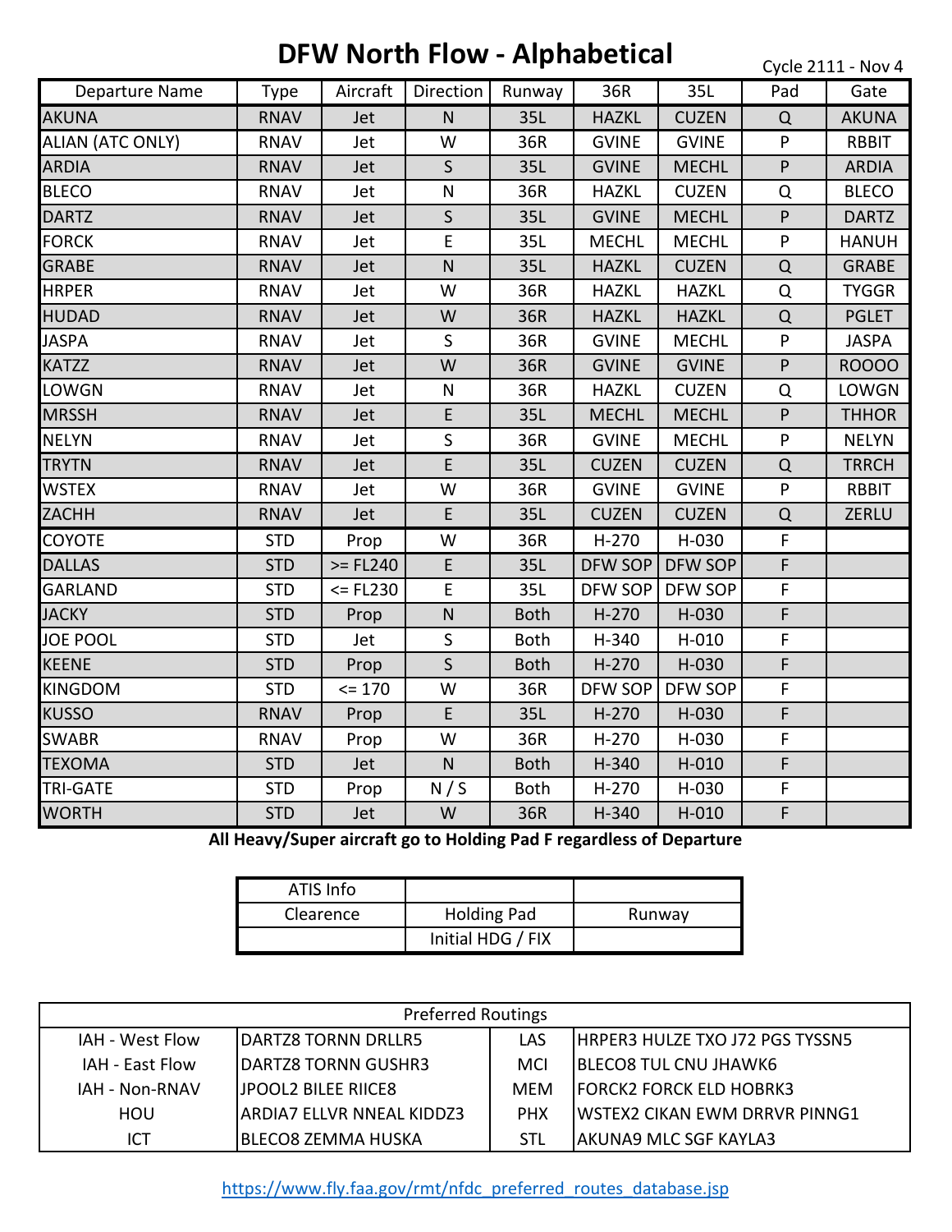# DFW North Flow - Alphabetical

Cycle 2111 - Nov 4

| Departure Name | Type | Aircraft | Direction | Runway | 36R | 35L | Pad | Gate |
|---|---|---|---|---|---|---|---|---|
| AKUNA | RNAV | Jet | N | 35L | HAZKL | CUZEN | Q | AKUNA |
| ALIAN (ATC ONLY) | RNAV | Jet | W | 36R | GVINE | GVINE | P | RBBIT |
| ARDIA | RNAV | Jet | S | 35L | GVINE | MECHL | P | ARDIA |
| BLECO | RNAV | Jet | N | 36R | HAZKL | CUZEN | Q | BLECO |
| DARTZ | RNAV | Jet | S | 35L | GVINE | MECHL | P | DARTZ |
| FORCK | RNAV | Jet | E | 35L | MECHL | MECHL | P | HANUH |
| GRABE | RNAV | Jet | N | 35L | HAZKL | CUZEN | Q | GRABE |
| HRPER | RNAV | Jet | W | 36R | HAZKL | HAZKL | Q | TYGGR |
| HUDAD | RNAV | Jet | W | 36R | HAZKL | HAZKL | Q | PGLET |
| JASPA | RNAV | Jet | S | 36R | GVINE | MECHL | P | JASPA |
| KATZZ | RNAV | Jet | W | 36R | GVINE | GVINE | P | ROOOO |
| LOWGN | RNAV | Jet | N | 36R | HAZKL | CUZEN | Q | LOWGN |
| MRSSH | RNAV | Jet | E | 35L | MECHL | MECHL | P | THHOR |
| NELYN | RNAV | Jet | S | 36R | GVINE | MECHL | P | NELYN |
| TRYTN | RNAV | Jet | E | 35L | CUZEN | CUZEN | Q | TRRCH |
| WSTEX | RNAV | Jet | W | 36R | GVINE | GVINE | P | RBBIT |
| ZACHH | RNAV | Jet | E | 35L | CUZEN | CUZEN | Q | ZERLU |
| COYOTE | STD | Prop | W | 36R | H-270 | H-030 | F | |
| DALLAS | STD | >= FL240 | E | 35L | DFW SOP | DFW SOP | F | |
| GARLAND | STD | <= FL230 | E | 35L | DFW SOP | DFW SOP | F | |
| JACKY | STD | Prop | N | Both | H-270 | H-030 | F | |
| JOE POOL | STD | Jet | S | Both | H-340 | H-010 | F | |
| KEENE | STD | Prop | S | Both | H-270 | H-030 | F | |
| KINGDOM | STD | <= 170 | W | 36R | DFW SOP | DFW SOP | F | |
| KUSSO | RNAV | Prop | E | 35L | H-270 | H-030 | F | |
| SWABR | RNAV | Prop | W | 36R | H-270 | H-030 | F | |
| TEXOMA | STD | Jet | N | Both | H-340 | H-010 | F | |
| TRI-GATE | STD | Prop | N / S | Both | H-270 | H-030 | F | |
| WORTH | STD | Jet | W | 36R | H-340 | H-010 | F | |

**All Heavy/Super aircraft go to Holding Pad F regardless of Departure**

| | | |
|---|---|---|
| ATIS Info | | |
| Clearence | Holding Pad | Runway |
| | Initial HDG / FIX | |

| Preferred Routings | | | |
|---|---|---|---|
| IAH - West Flow | DARTZ8 TORNN DRLLR5 | LAS | HRPER3 HULZE TXO J72 PGS TYSSN5 |
| IAH - East Flow | DARTZ8 TORNN GUSHR3 | MCI | BLECO8 TUL CNU JHAWK6 |
| IAH - Non-RNAV | JPOOL2 BILEE RIICE8 | MEM | FORCK2 FORCK ELD HOBRK3 |
| HOU | ARDIA7 ELLVR NNEAL KIDDZ3 | PHX | WSTEX2 CIKAN EWM DRRVR PINNG1 |
| ICT | BLECO8 ZEMMA HUSKA | STL | AKUNA9 MLC SGF KAYLA3 |

https://www.fly.faa.gov/rmt/nfdc_preferred_routes_database.jsp